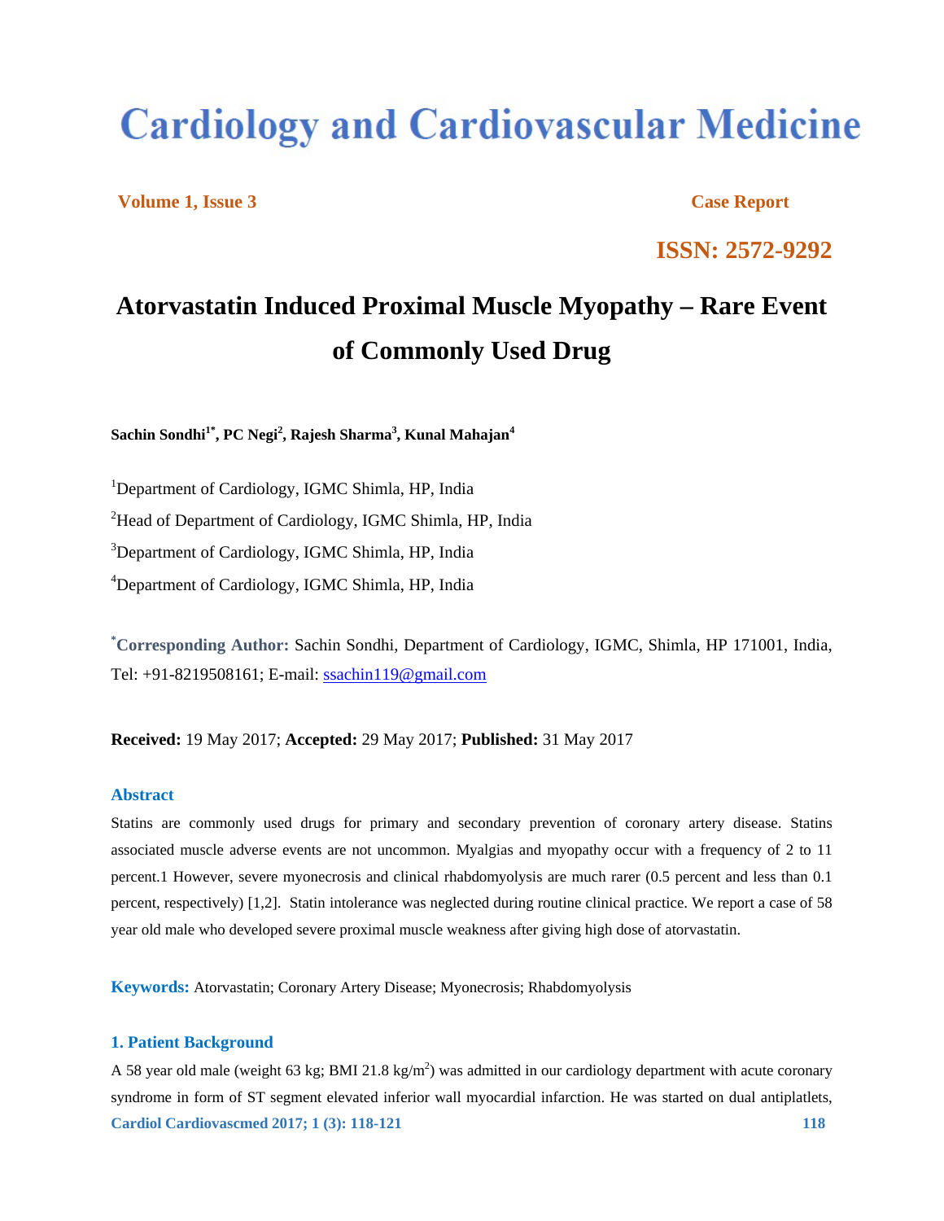# Cardiology and Cardiovascular Medicine

**Volume 1, Issue 3** **Case Report**

**ISSN: 2572-9292**

## Atorvastatin Induced Proximal Muscle Myopathy – Rare Event of Commonly Used Drug

**Sachin Sondhi[1*], PC Negi[2], Rajesh Sharma[3], Kunal Mahajan[4]**

[1]Department of Cardiology, IGMC Shimla, HP, India

[2]Head of Department of Cardiology, IGMC Shimla, HP, India

[3]Department of Cardiology, IGMC Shimla, HP, India

[4]Department of Cardiology, IGMC Shimla, HP, India

[*]**Corresponding Author:** Sachin Sondhi, Department of Cardiology, IGMC, Shimla, HP 171001, India, Tel: +91-8219508161; E-mail: ssachin119@gmail.com

**Received:** 19 May 2017; **Accepted:** 29 May 2017; **Published:** 31 May 2017

### Abstract

Statins are commonly used drugs for primary and secondary prevention of coronary artery disease. Statins associated muscle adverse events are not uncommon. Myalgias and myopathy occur with a frequency of 2 to 11 percent.1 However, severe myonecrosis and clinical rhabdomyolysis are much rarer (0.5 percent and less than 0.1 percent, respectively) [1,2]. Statin intolerance was neglected during routine clinical practice. We report a case of 58 year old male who developed severe proximal muscle weakness after giving high dose of atorvastatin.

**Keywords:** Atorvastatin; Coronary Artery Disease; Myonecrosis; Rhabdomyolysis

### 1. Patient Background

A 58 year old male (weight 63 kg; BMI 21.8 kg/m$^2$) was admitted in our cardiology department with acute coronary syndrome in form of ST segment elevated inferior wall myocardial infarction. He was started on dual antiplatlets,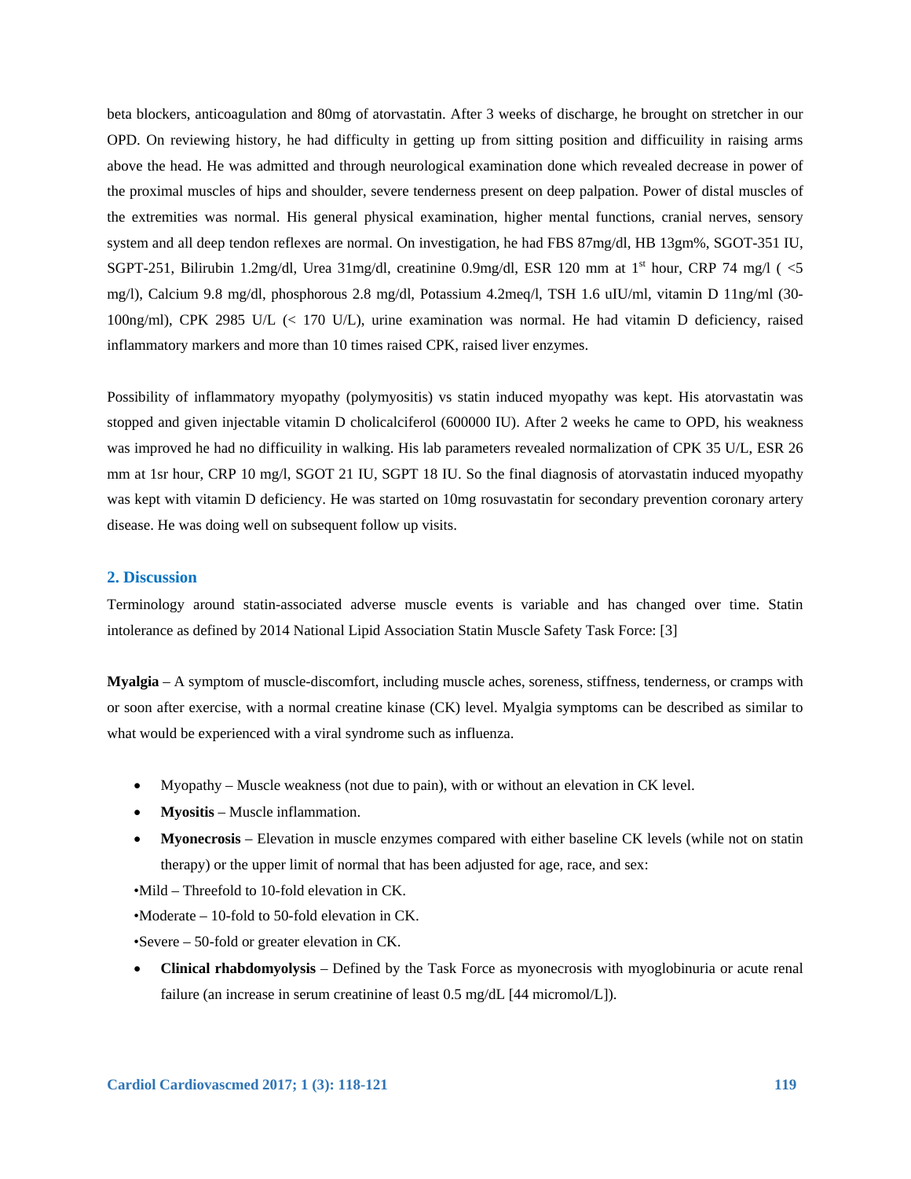beta blockers, anticoagulation and 80mg of atorvastatin. After 3 weeks of discharge, he brought on stretcher in our OPD. On reviewing history, he had difficulty in getting up from sitting position and difficuility in raising arms above the head. He was admitted and through neurological examination done which revealed decrease in power of the proximal muscles of hips and shoulder, severe tenderness present on deep palpation. Power of distal muscles of the extremities was normal. His general physical examination, higher mental functions, cranial nerves, sensory system and all deep tendon reflexes are normal. On investigation, he had FBS 87mg/dl, HB 13gm%, SGOT-351 IU, SGPT-251, Bilirubin 1.2mg/dl, Urea 31mg/dl, creatinine 0.9mg/dl, ESR 120 mm at 1st hour, CRP 74 mg/l ( <5 mg/l), Calcium 9.8 mg/dl, phosphorous 2.8 mg/dl, Potassium 4.2meq/l, TSH 1.6 uIU/ml, vitamin D 11ng/ml (30-100ng/ml), CPK 2985 U/L (< 170 U/L), urine examination was normal. He had vitamin D deficiency, raised inflammatory markers and more than 10 times raised CPK, raised liver enzymes.

Possibility of inflammatory myopathy (polymyositis) vs statin induced myopathy was kept. His atorvastatin was stopped and given injectable vitamin D cholicalciferol (600000 IU). After 2 weeks he came to OPD, his weakness was improved he had no difficuility in walking. His lab parameters revealed normalization of CPK 35 U/L, ESR 26 mm at 1sr hour, CRP 10 mg/l, SGOT 21 IU, SGPT 18 IU. So the final diagnosis of atorvastatin induced myopathy was kept with vitamin D deficiency. He was started on 10mg rosuvastatin for secondary prevention coronary artery disease. He was doing well on subsequent follow up visits.

## 2. Discussion

Terminology around statin-associated adverse muscle events is variable and has changed over time. Statin intolerance as defined by 2014 National Lipid Association Statin Muscle Safety Task Force: [3]

**Myalgia** – A symptom of muscle-discomfort, including muscle aches, soreness, stiffness, tenderness, or cramps with or soon after exercise, with a normal creatine kinase (CK) level. Myalgia symptoms can be described as similar to what would be experienced with a viral syndrome such as influenza.

- Myopathy – Muscle weakness (not due to pain), with or without an elevation in CK level.
- **Myositis** – Muscle inflammation.
- **Myonecrosis** – Elevation in muscle enzymes compared with either baseline CK levels (while not on statin therapy) or the upper limit of normal that has been adjusted for age, race, and sex:

•Mild – Threefold to 10-fold elevation in CK.

•Moderate – 10-fold to 50-fold elevation in CK.

•Severe – 50-fold or greater elevation in CK.

- **Clinical rhabdomyolysis** – Defined by the Task Force as myonecrosis with myoglobinuria or acute renal failure (an increase in serum creatinine of least 0.5 mg/dL [44 micromol/L]).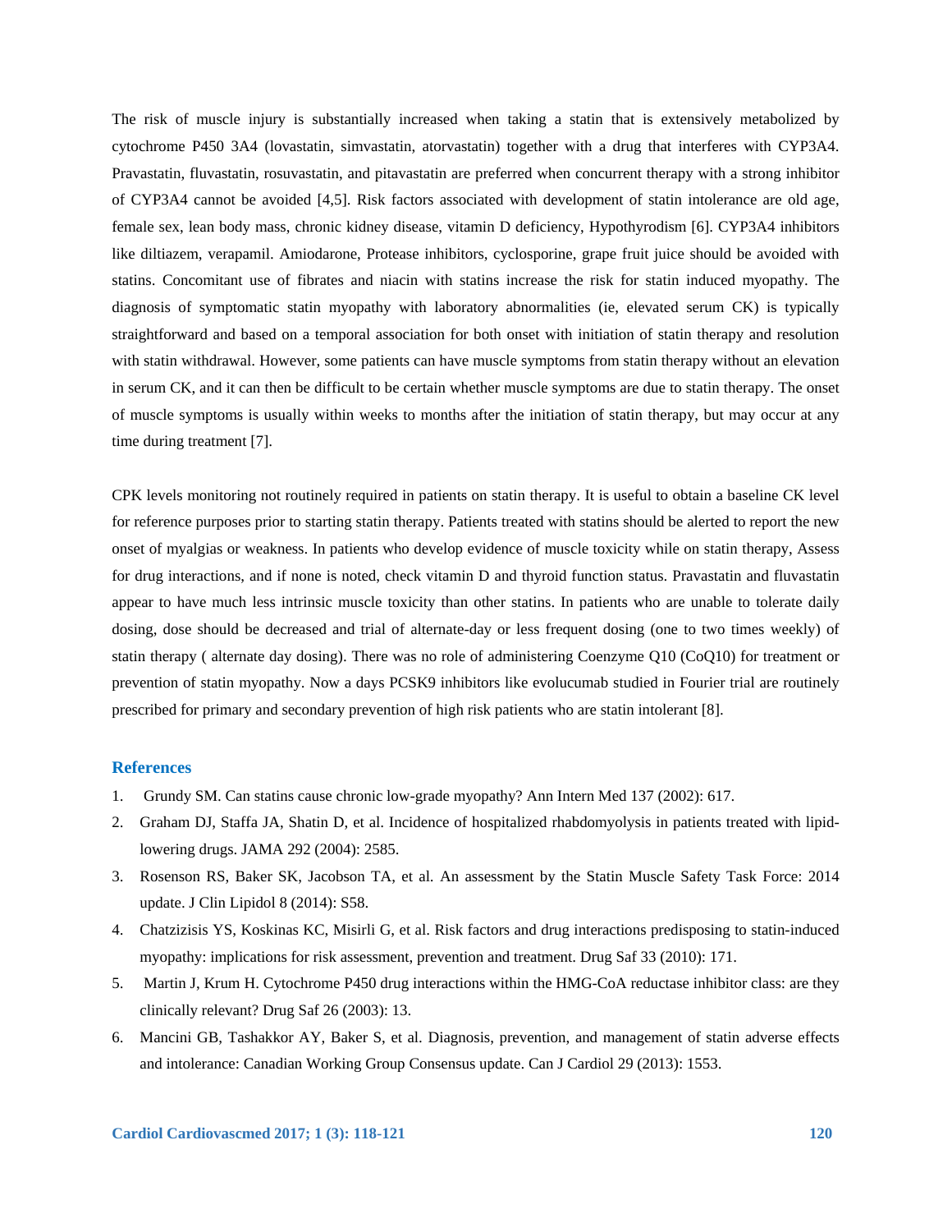The risk of muscle injury is substantially increased when taking a statin that is extensively metabolized by cytochrome P450 3A4 (lovastatin, simvastatin, atorvastatin) together with a drug that interferes with CYP3A4. Pravastatin, fluvastatin, rosuvastatin, and pitavastatin are preferred when concurrent therapy with a strong inhibitor of CYP3A4 cannot be avoided [4,5]. Risk factors associated with development of statin intolerance are old age, female sex, lean body mass, chronic kidney disease, vitamin D deficiency, Hypothyrodism [6]. CYP3A4 inhibitors like diltiazem, verapamil. Amiodarone, Protease inhibitors, cyclosporine, grape fruit juice should be avoided with statins. Concomitant use of fibrates and niacin with statins increase the risk for statin induced myopathy. The diagnosis of symptomatic statin myopathy with laboratory abnormalities (ie, elevated serum CK) is typically straightforward and based on a temporal association for both onset with initiation of statin therapy and resolution with statin withdrawal. However, some patients can have muscle symptoms from statin therapy without an elevation in serum CK, and it can then be difficult to be certain whether muscle symptoms are due to statin therapy. The onset of muscle symptoms is usually within weeks to months after the initiation of statin therapy, but may occur at any time during treatment [7].

CPK levels monitoring not routinely required in patients on statin therapy. It is useful to obtain a baseline CK level for reference purposes prior to starting statin therapy. Patients treated with statins should be alerted to report the new onset of myalgias or weakness. In patients who develop evidence of muscle toxicity while on statin therapy, Assess for drug interactions, and if none is noted, check vitamin D and thyroid function status. Pravastatin and fluvastatin appear to have much less intrinsic muscle toxicity than other statins. In patients who are unable to tolerate daily dosing, dose should be decreased and trial of alternate-day or less frequent dosing (one to two times weekly) of statin therapy ( alternate day dosing). There was no role of administering Coenzyme Q10 (CoQ10) for treatment or prevention of statin myopathy. Now a days PCSK9 inhibitors like evolucumab studied in Fourier trial are routinely prescribed for primary and secondary prevention of high risk patients who are statin intolerant [8].

## References

1. Grundy SM. Can statins cause chronic low-grade myopathy? Ann Intern Med 137 (2002): 617.
2. Graham DJ, Staffa JA, Shatin D, et al. Incidence of hospitalized rhabdomyolysis in patients treated with lipid-lowering drugs. JAMA 292 (2004): 2585.
3. Rosenson RS, Baker SK, Jacobson TA, et al. An assessment by the Statin Muscle Safety Task Force: 2014 update. J Clin Lipidol 8 (2014): S58.
4. Chatzizisis YS, Koskinas KC, Misirli G, et al. Risk factors and drug interactions predisposing to statin-induced myopathy: implications for risk assessment, prevention and treatment. Drug Saf 33 (2010): 171.
5. Martin J, Krum H. Cytochrome P450 drug interactions within the HMG-CoA reductase inhibitor class: are they clinically relevant? Drug Saf 26 (2003): 13.
6. Mancini GB, Tashakkor AY, Baker S, et al. Diagnosis, prevention, and management of statin adverse effects and intolerance: Canadian Working Group Consensus update. Can J Cardiol 29 (2013): 1553.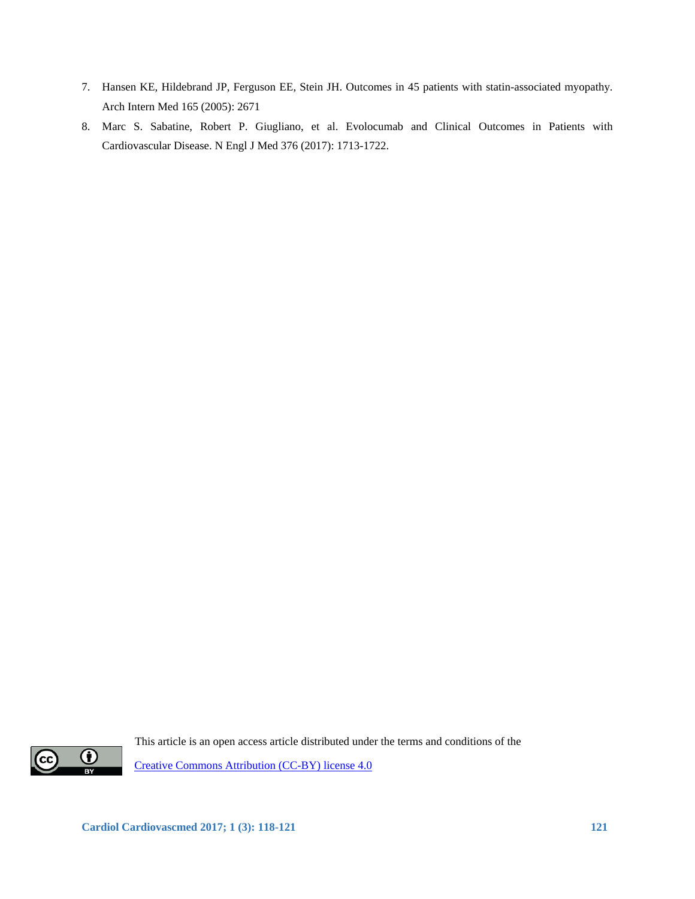7. Hansen KE, Hildebrand JP, Ferguson EE, Stein JH. Outcomes in 45 patients with statin-associated myopathy. Arch Intern Med 165 (2005): 2671
8. Marc S. Sabatine, Robert P. Giugliano, et al. Evolocumab and Clinical Outcomes in Patients with Cardiovascular Disease. N Engl J Med 376 (2017): 1713-1722.

This article is an open access article distributed under the terms and conditions of the Creative Commons Attribution (CC-BY) license 4.0